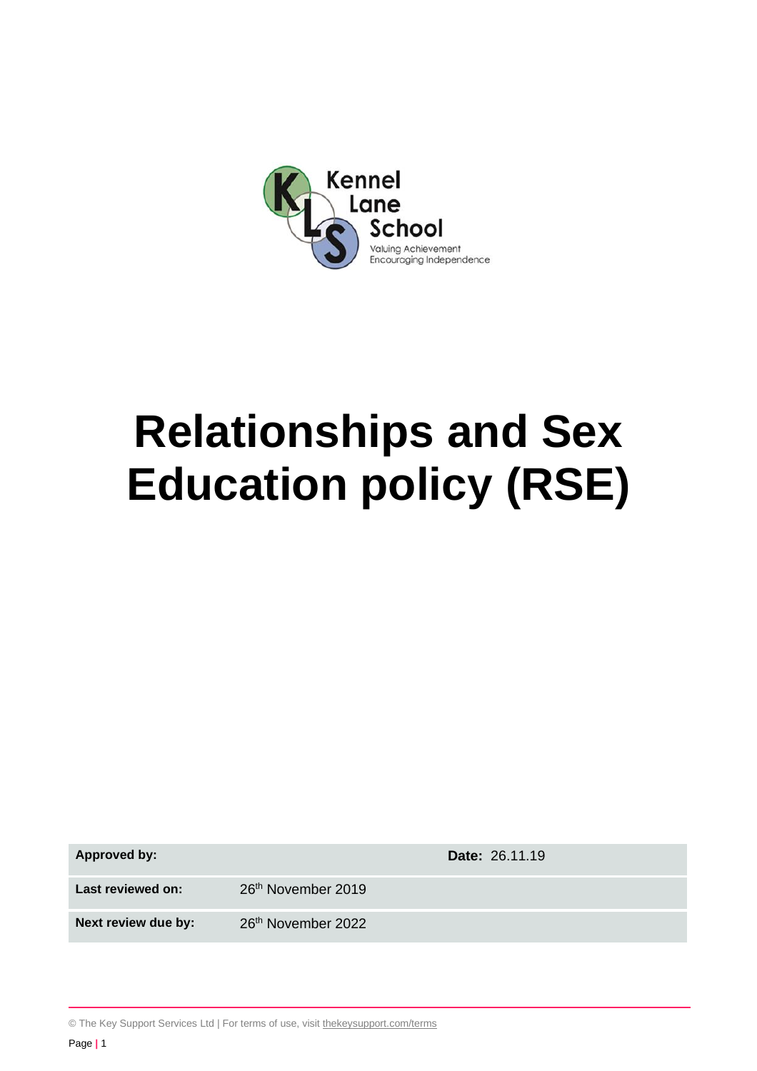Kennel Lane School

Valuing Achievement Encouraging Independence

# Relationships and Sex Education policy (RSE)

| Approved by: | | Date: 26.11.19 |
| --- | --- | --- |
| Last reviewed on: | 26th November 2019 | |
| Next review due by: | 26th November 2022 | |

© The Key Support Services Ltd | For terms of use, visit thekeysupport.com/terms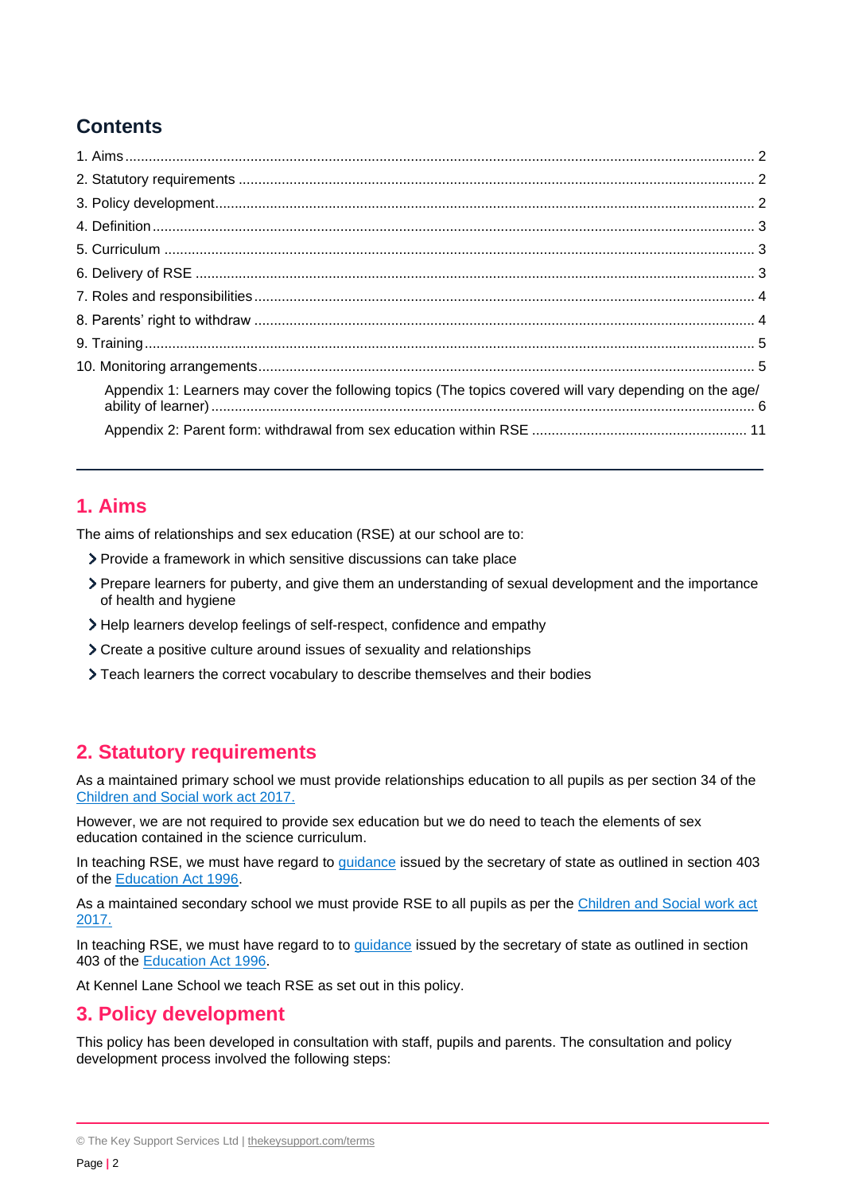## Contents

1. Aims .......... 2
2. Statutory requirements .......... 2
3. Policy development .......... 2
4. Definition .......... 3
5. Curriculum .......... 3
6. Delivery of RSE .......... 3
7. Roles and responsibilities .......... 4
8. Parents' right to withdraw .......... 4
9. Training .......... 5
10. Monitoring arrangements .......... 5

    Appendix 1: Learners may cover the following topics (The topics covered will vary depending on the age/ ability of learner) .......... 6

    Appendix 2: Parent form: withdrawal from sex education within RSE .......... 11

---

# 1. Aims

The aims of relationships and sex education (RSE) at our school are to:

- Provide a framework in which sensitive discussions can take place
- Prepare learners for puberty, and give them an understanding of sexual development and the importance of health and hygiene
- Help learners develop feelings of self-respect, confidence and empathy
- Create a positive culture around issues of sexuality and relationships
- Teach learners the correct vocabulary to describe themselves and their bodies

# 2. Statutory requirements

As a maintained primary school we must provide relationships education to all pupils as per section 34 of the Children and Social work act 2017.

However, we are not required to provide sex education but we do need to teach the elements of sex education contained in the science curriculum.

In teaching RSE, we must have regard to guidance issued by the secretary of state as outlined in section 403 of the Education Act 1996.

As a maintained secondary school we must provide RSE to all pupils as per the Children and Social work act 2017.

In teaching RSE, we must have regard to to guidance issued by the secretary of state as outlined in section 403 of the Education Act 1996.

At Kennel Lane School we teach RSE as set out in this policy.

# 3. Policy development

This policy has been developed in consultation with staff, pupils and parents. The consultation and policy development process involved the following steps: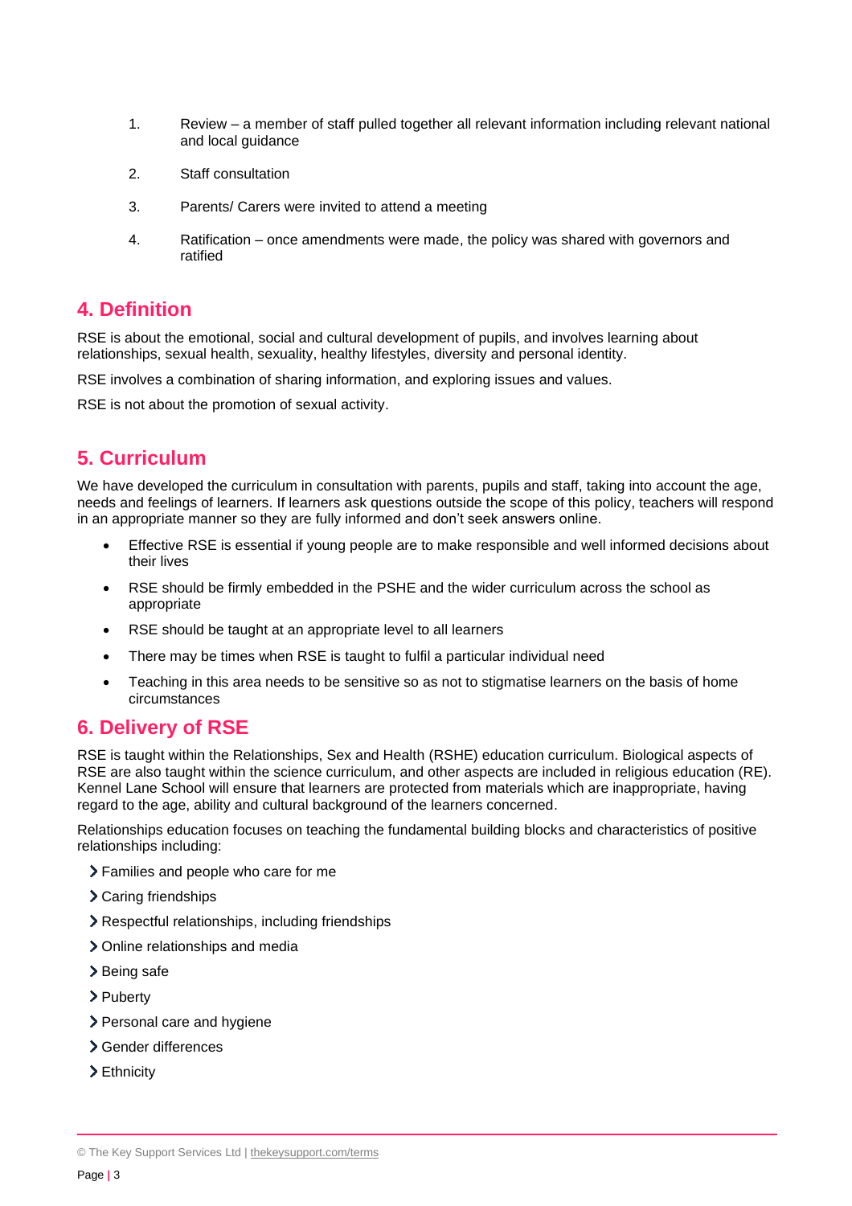1. Review – a member of staff pulled together all relevant information including relevant national and local guidance

2. Staff consultation

3. Parents/ Carers were invited to attend a meeting

4. Ratification – once amendments were made, the policy was shared with governors and ratified

## 4. Definition

RSE is about the emotional, social and cultural development of pupils, and involves learning about relationships, sexual health, sexuality, healthy lifestyles, diversity and personal identity.

RSE involves a combination of sharing information, and exploring issues and values.

RSE is not about the promotion of sexual activity.

## 5. Curriculum

We have developed the curriculum in consultation with parents, pupils and staff, taking into account the age, needs and feelings of learners. If learners ask questions outside the scope of this policy, teachers will respond in an appropriate manner so they are fully informed and don't seek answers online.

- Effective RSE is essential if young people are to make responsible and well informed decisions about their lives
- RSE should be firmly embedded in the PSHE and the wider curriculum across the school as appropriate
- RSE should be taught at an appropriate level to all learners
- There may be times when RSE is taught to fulfil a particular individual need
- Teaching in this area needs to be sensitive so as not to stigmatise learners on the basis of home circumstances

## 6. Delivery of RSE

RSE is taught within the Relationships, Sex and Health (RSHE) education curriculum. Biological aspects of RSE are also taught within the science curriculum, and other aspects are included in religious education (RE). Kennel Lane School will ensure that learners are protected from materials which are inappropriate, having regard to the age, ability and cultural background of the learners concerned.

Relationships education focuses on teaching the fundamental building blocks and characteristics of positive relationships including:

- Families and people who care for me
- Caring friendships
- Respectful relationships, including friendships
- Online relationships and media
- Being safe
- Puberty
- Personal care and hygiene
- Gender differences
- Ethnicity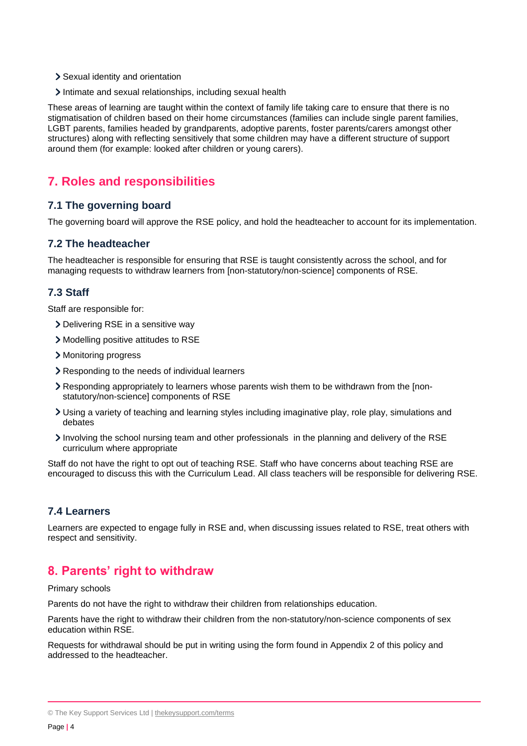- Sexual identity and orientation
- Intimate and sexual relationships, including sexual health

These areas of learning are taught within the context of family life taking care to ensure that there is no stigmatisation of children based on their home circumstances (families can include single parent families, LGBT parents, families headed by grandparents, adoptive parents, foster parents/carers amongst other structures) along with reflecting sensitively that some children may have a different structure of support around them (for example: looked after children or young carers).

## 7. Roles and responsibilities

### 7.1 The governing board

The governing board will approve the RSE policy, and hold the headteacher to account for its implementation.

### 7.2 The headteacher

The headteacher is responsible for ensuring that RSE is taught consistently across the school, and for managing requests to withdraw learners from [non-statutory/non-science] components of RSE.

### 7.3 Staff

Staff are responsible for:

- Delivering RSE in a sensitive way
- Modelling positive attitudes to RSE
- Monitoring progress
- Responding to the needs of individual learners
- Responding appropriately to learners whose parents wish them to be withdrawn from the [non-statutory/non-science] components of RSE
- Using a variety of teaching and learning styles including imaginative play, role play, simulations and debates
- Involving the school nursing team and other professionals in the planning and delivery of the RSE curriculum where appropriate

Staff do not have the right to opt out of teaching RSE. Staff who have concerns about teaching RSE are encouraged to discuss this with the Curriculum Lead. All class teachers will be responsible for delivering RSE.

### 7.4 Learners

Learners are expected to engage fully in RSE and, when discussing issues related to RSE, treat others with respect and sensitivity.

## 8. Parents' right to withdraw

Primary schools

Parents do not have the right to withdraw their children from relationships education.

Parents have the right to withdraw their children from the non-statutory/non-science components of sex education within RSE.

Requests for withdrawal should be put in writing using the form found in Appendix 2 of this policy and addressed to the headteacher.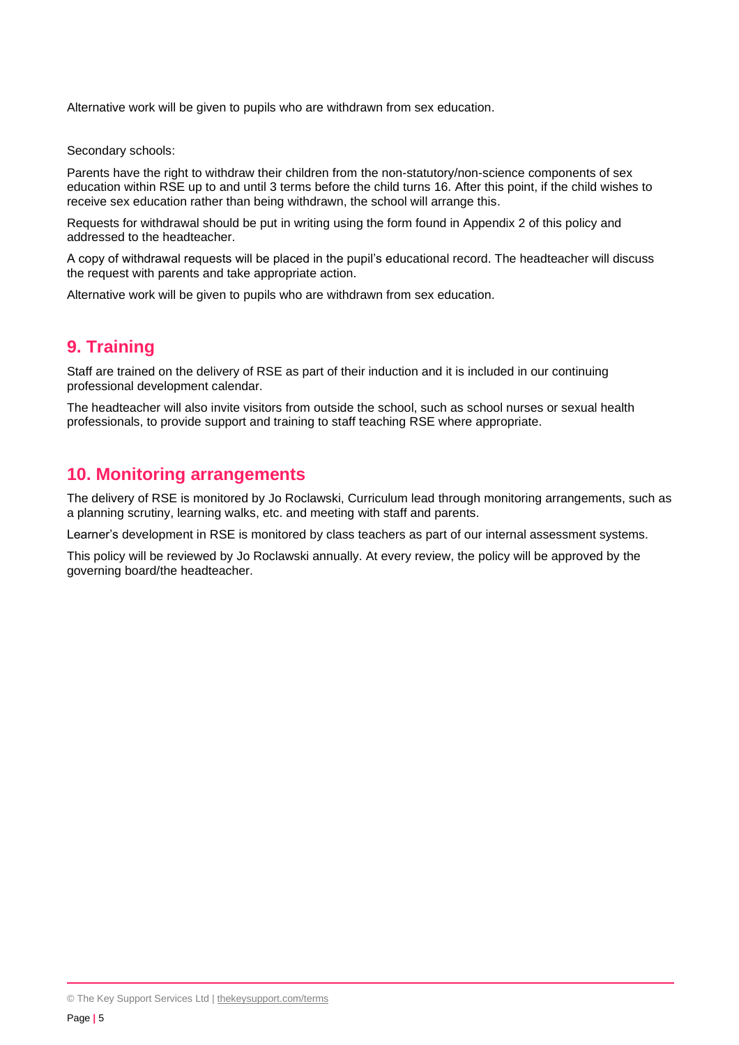Alternative work will be given to pupils who are withdrawn from sex education.

Secondary schools:

Parents have the right to withdraw their children from the non-statutory/non-science components of sex education within RSE up to and until 3 terms before the child turns 16. After this point, if the child wishes to receive sex education rather than being withdrawn, the school will arrange this.

Requests for withdrawal should be put in writing using the form found in Appendix 2 of this policy and addressed to the headteacher.

A copy of withdrawal requests will be placed in the pupil's educational record. The headteacher will discuss the request with parents and take appropriate action.

Alternative work will be given to pupils who are withdrawn from sex education.

## 9. Training

Staff are trained on the delivery of RSE as part of their induction and it is included in our continuing professional development calendar.

The headteacher will also invite visitors from outside the school, such as school nurses or sexual health professionals, to provide support and training to staff teaching RSE where appropriate.

## 10. Monitoring arrangements

The delivery of RSE is monitored by Jo Roclawski, Curriculum lead through monitoring arrangements, such as a planning scrutiny, learning walks, etc. and meeting with staff and parents.

Learner's development in RSE is monitored by class teachers as part of our internal assessment systems.

This policy will be reviewed by Jo Roclawski annually. At every review, the policy will be approved by the governing board/the headteacher.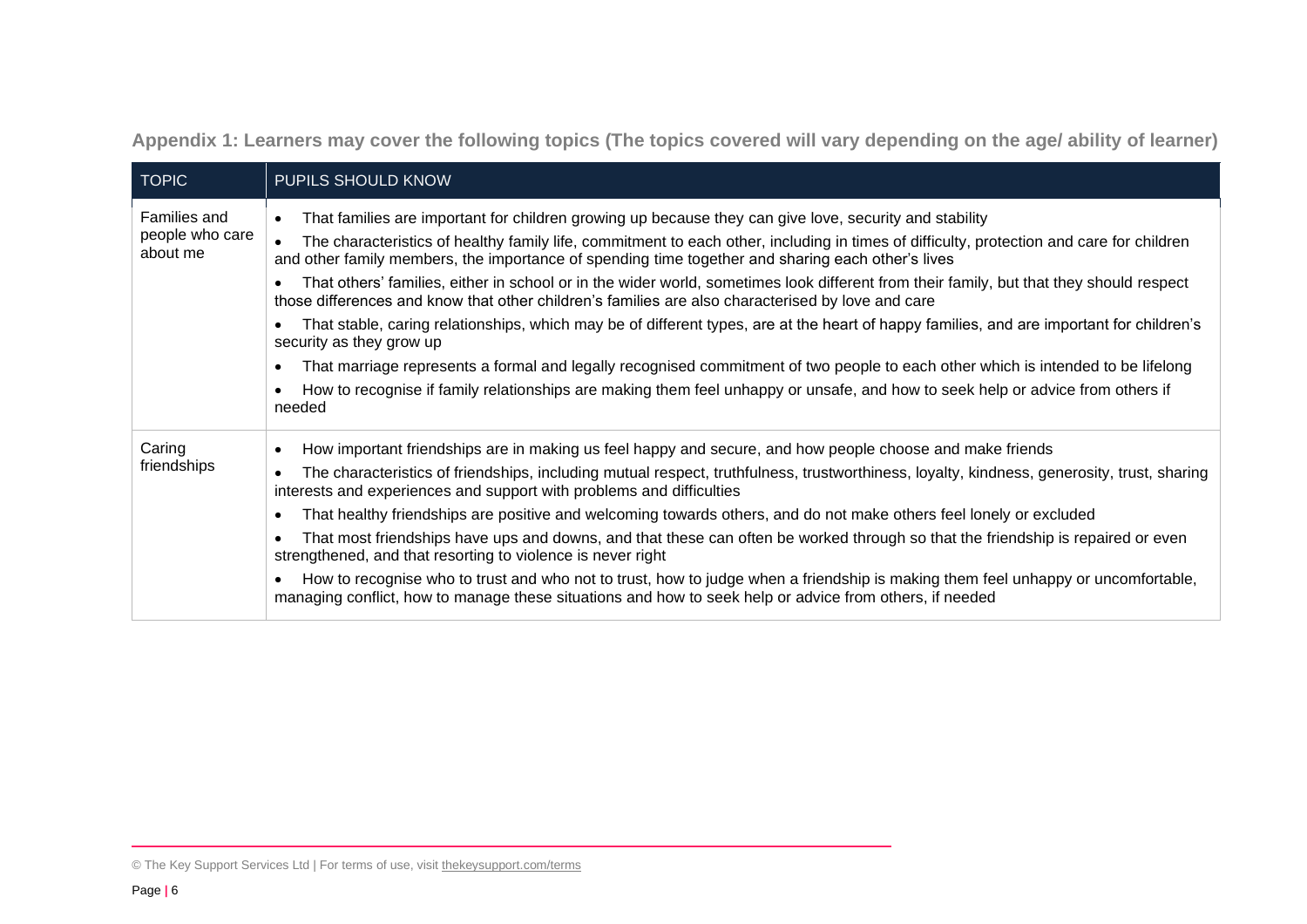## Appendix 1: Learners may cover the following topics (The topics covered will vary depending on the age/ ability of learner)

| TOPIC | PUPILS SHOULD KNOW |
|---|---|
| Families and people who care about me | • That families are important for children growing up because they can give love, security and stability<br>• The characteristics of healthy family life, commitment to each other, including in times of difficulty, protection and care for children and other family members, the importance of spending time together and sharing each other's lives<br>• That others' families, either in school or in the wider world, sometimes look different from their family, but that they should respect those differences and know that other children's families are also characterised by love and care<br>• That stable, caring relationships, which may be of different types, are at the heart of happy families, and are important for children's security as they grow up<br>• That marriage represents a formal and legally recognised commitment of two people to each other which is intended to be lifelong<br>• How to recognise if family relationships are making them feel unhappy or unsafe, and how to seek help or advice from others if needed |
| Caring friendships | • How important friendships are in making us feel happy and secure, and how people choose and make friends<br>• The characteristics of friendships, including mutual respect, truthfulness, trustworthiness, loyalty, kindness, generosity, trust, sharing interests and experiences and support with problems and difficulties<br>• That healthy friendships are positive and welcoming towards others, and do not make others feel lonely or excluded<br>• That most friendships have ups and downs, and that these can often be worked through so that the friendship is repaired or even strengthened, and that resorting to violence is never right<br>• How to recognise who to trust and who not to trust, how to judge when a friendship is making them feel unhappy or uncomfortable, managing conflict, how to manage these situations and how to seek help or advice from others, if needed |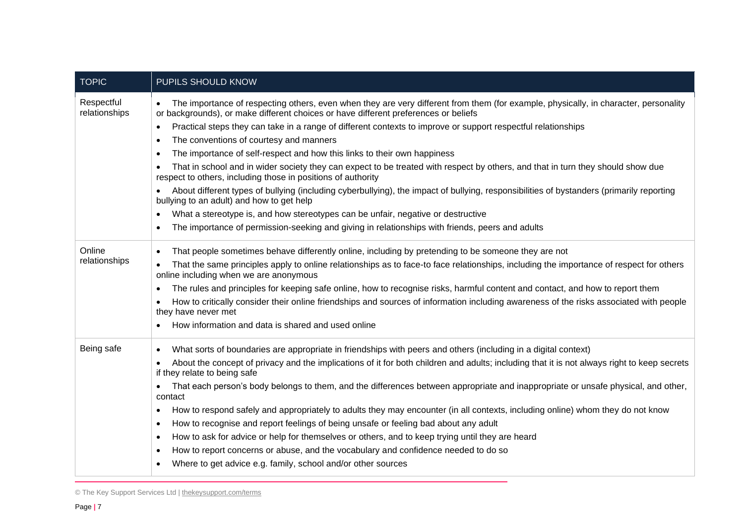| TOPIC | PUPILS SHOULD KNOW |
|---|---|
| Respectful relationships | • The importance of respecting others, even when they are very different from them (for example, physically, in character, personality or backgrounds), or make different choices or have different preferences or beliefs<br>• Practical steps they can take in a range of different contexts to improve or support respectful relationships<br>• The conventions of courtesy and manners<br>• The importance of self-respect and how this links to their own happiness<br>• That in school and in wider society they can expect to be treated with respect by others, and that in turn they should show due respect to others, including those in positions of authority<br>• About different types of bullying (including cyberbullying), the impact of bullying, responsibilities of bystanders (primarily reporting bullying to an adult) and how to get help<br>• What a stereotype is, and how stereotypes can be unfair, negative or destructive<br>• The importance of permission-seeking and giving in relationships with friends, peers and adults |
| Online relationships | • That people sometimes behave differently online, including by pretending to be someone they are not<br>• That the same principles apply to online relationships as to face-to face relationships, including the importance of respect for others online including when we are anonymous<br>• The rules and principles for keeping safe online, how to recognise risks, harmful content and contact, and how to report them<br>• How to critically consider their online friendships and sources of information including awareness of the risks associated with people they have never met<br>• How information and data is shared and used online |
| Being safe | • What sorts of boundaries are appropriate in friendships with peers and others (including in a digital context)<br>• About the concept of privacy and the implications of it for both children and adults; including that it is not always right to keep secrets if they relate to being safe<br>• That each person's body belongs to them, and the differences between appropriate and inappropriate or unsafe physical, and other, contact<br>• How to respond safely and appropriately to adults they may encounter (in all contexts, including online) whom they do not know<br>• How to recognise and report feelings of being unsafe or feeling bad about any adult<br>• How to ask for advice or help for themselves or others, and to keep trying until they are heard<br>• How to report concerns or abuse, and the vocabulary and confidence needed to do so<br>• Where to get advice e.g. family, school and/or other sources |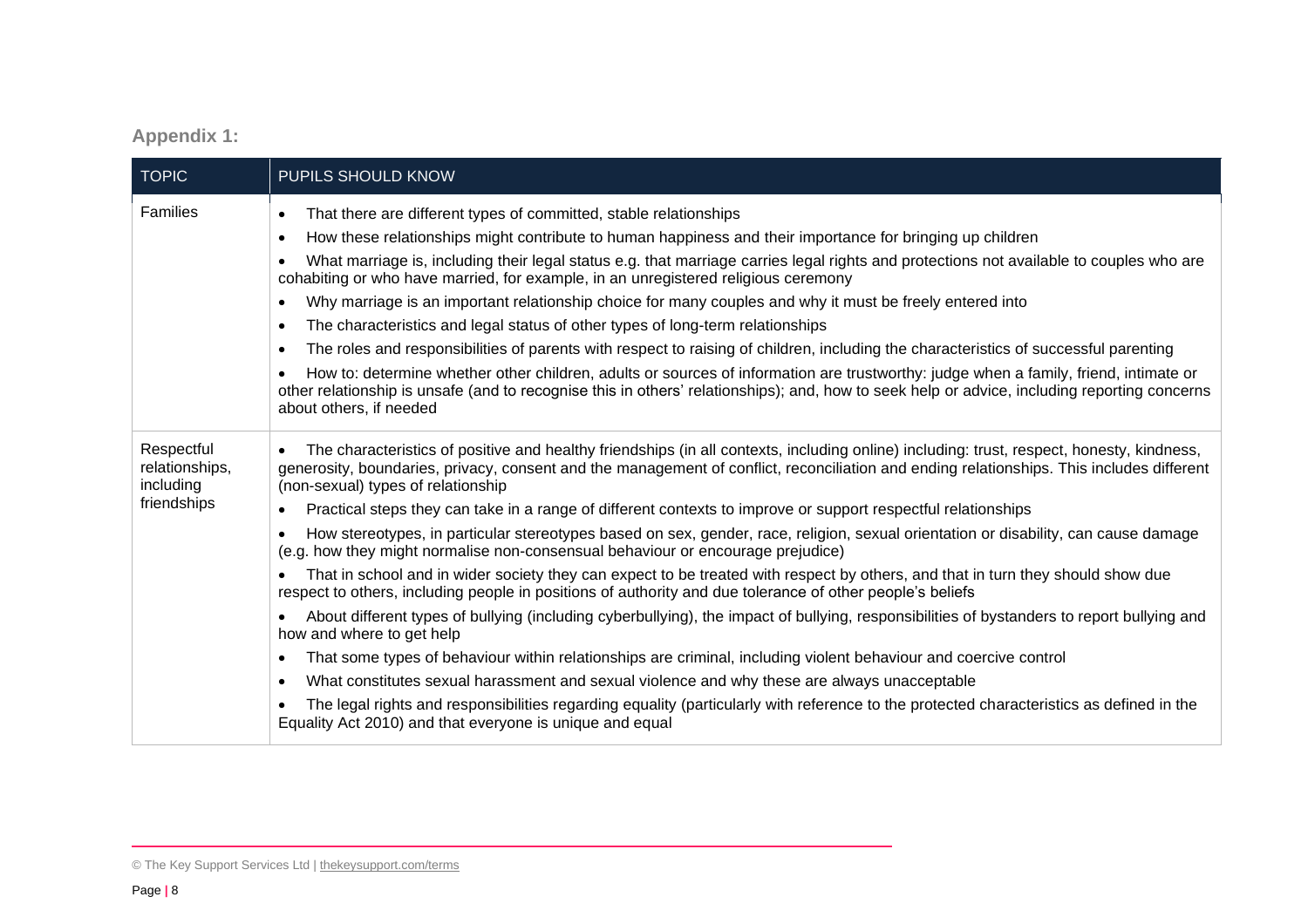## Appendix 1:

| TOPIC | PUPILS SHOULD KNOW |
| --- | --- |
| Families | • That there are different types of committed, stable relationships<br>• How these relationships might contribute to human happiness and their importance for bringing up children<br>• What marriage is, including their legal status e.g. that marriage carries legal rights and protections not available to couples who are cohabiting or who have married, for example, in an unregistered religious ceremony<br>• Why marriage is an important relationship choice for many couples and why it must be freely entered into<br>• The characteristics and legal status of other types of long-term relationships<br>• The roles and responsibilities of parents with respect to raising of children, including the characteristics of successful parenting<br>• How to: determine whether other children, adults or sources of information are trustworthy: judge when a family, friend, intimate or other relationship is unsafe (and to recognise this in others' relationships); and, how to seek help or advice, including reporting concerns about others, if needed |
| Respectful relationships, including friendships | • The characteristics of positive and healthy friendships (in all contexts, including online) including: trust, respect, honesty, kindness, generosity, boundaries, privacy, consent and the management of conflict, reconciliation and ending relationships. This includes different (non-sexual) types of relationship<br>• Practical steps they can take in a range of different contexts to improve or support respectful relationships<br>• How stereotypes, in particular stereotypes based on sex, gender, race, religion, sexual orientation or disability, can cause damage (e.g. how they might normalise non-consensual behaviour or encourage prejudice)<br>• That in school and in wider society they can expect to be treated with respect by others, and that in turn they should show due respect to others, including people in positions of authority and due tolerance of other people's beliefs<br>• About different types of bullying (including cyberbullying), the impact of bullying, responsibilities of bystanders to report bullying and how and where to get help<br>• That some types of behaviour within relationships are criminal, including violent behaviour and coercive control<br>• What constitutes sexual harassment and sexual violence and why these are always unacceptable<br>• The legal rights and responsibilities regarding equality (particularly with reference to the protected characteristics as defined in the Equality Act 2010) and that everyone is unique and equal |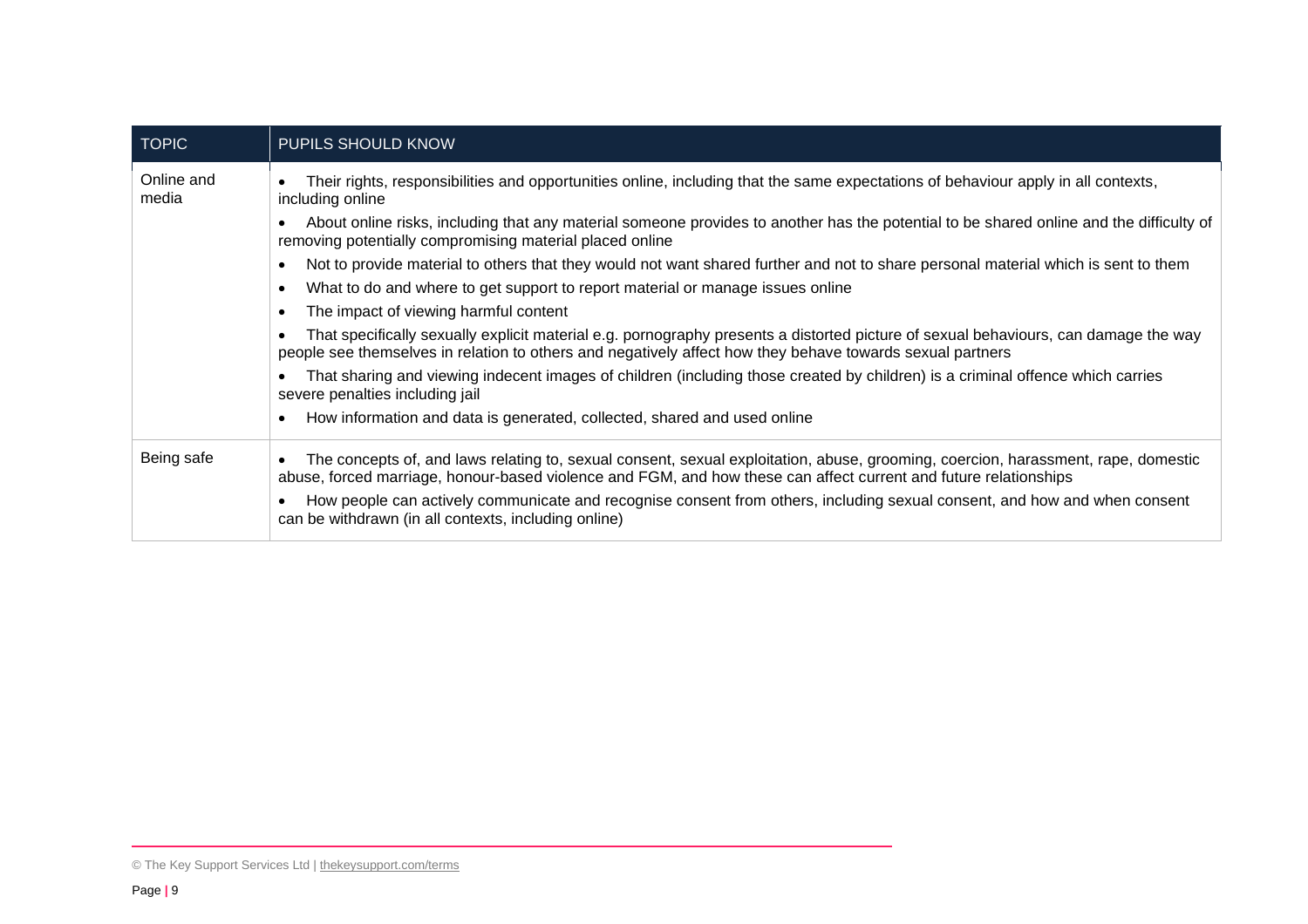| TOPIC | PUPILS SHOULD KNOW |
| --- | --- |
| Online and media | • Their rights, responsibilities and opportunities online, including that the same expectations of behaviour apply in all contexts, including online<br>• About online risks, including that any material someone provides to another has the potential to be shared online and the difficulty of removing potentially compromising material placed online<br>• Not to provide material to others that they would not want shared further and not to share personal material which is sent to them<br>• What to do and where to get support to report material or manage issues online<br>• The impact of viewing harmful content<br>• That specifically sexually explicit material e.g. pornography presents a distorted picture of sexual behaviours, can damage the way people see themselves in relation to others and negatively affect how they behave towards sexual partners<br>• That sharing and viewing indecent images of children (including those created by children) is a criminal offence which carries severe penalties including jail<br>• How information and data is generated, collected, shared and used online |
| Being safe | • The concepts of, and laws relating to, sexual consent, sexual exploitation, abuse, grooming, coercion, harassment, rape, domestic abuse, forced marriage, honour-based violence and FGM, and how these can affect current and future relationships<br>• How people can actively communicate and recognise consent from others, including sexual consent, and how and when consent can be withdrawn (in all contexts, including online) |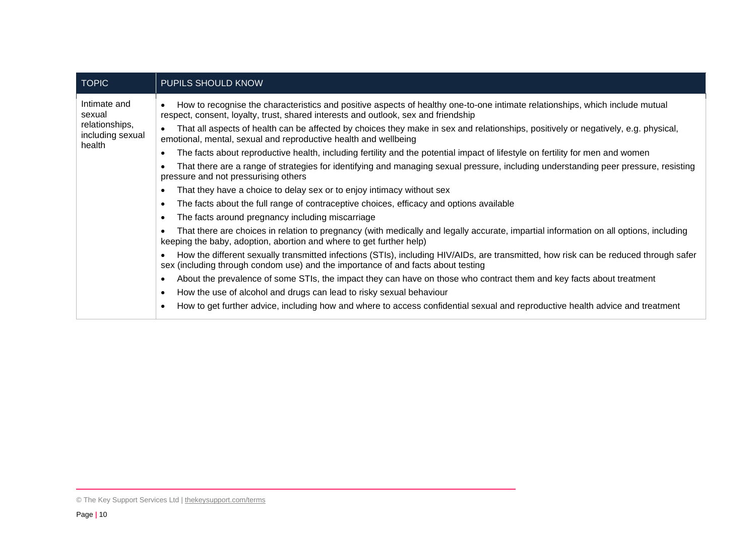| TOPIC | PUPILS SHOULD KNOW |
|---|---|
| Intimate and sexual relationships, including sexual health | • How to recognise the characteristics and positive aspects of healthy one-to-one intimate relationships, which include mutual respect, consent, loyalty, trust, shared interests and outlook, sex and friendship<br>• That all aspects of health can be affected by choices they make in sex and relationships, positively or negatively, e.g. physical, emotional, mental, sexual and reproductive health and wellbeing<br>• The facts about reproductive health, including fertility and the potential impact of lifestyle on fertility for men and women<br>• That there are a range of strategies for identifying and managing sexual pressure, including understanding peer pressure, resisting pressure and not pressurising others<br>• That they have a choice to delay sex or to enjoy intimacy without sex<br>• The facts about the full range of contraceptive choices, efficacy and options available<br>• The facts around pregnancy including miscarriage<br>• That there are choices in relation to pregnancy (with medically and legally accurate, impartial information on all options, including keeping the baby, adoption, abortion and where to get further help)<br>• How the different sexually transmitted infections (STIs), including HIV/AIDs, are transmitted, how risk can be reduced through safer sex (including through condom use) and the importance of and facts about testing<br>• About the prevalence of some STIs, the impact they can have on those who contract them and key facts about treatment<br>• How the use of alcohol and drugs can lead to risky sexual behaviour<br>• How to get further advice, including how and where to access confidential sexual and reproductive health advice and treatment |

© The Key Support Services Ltd | thekeysupport.com/terms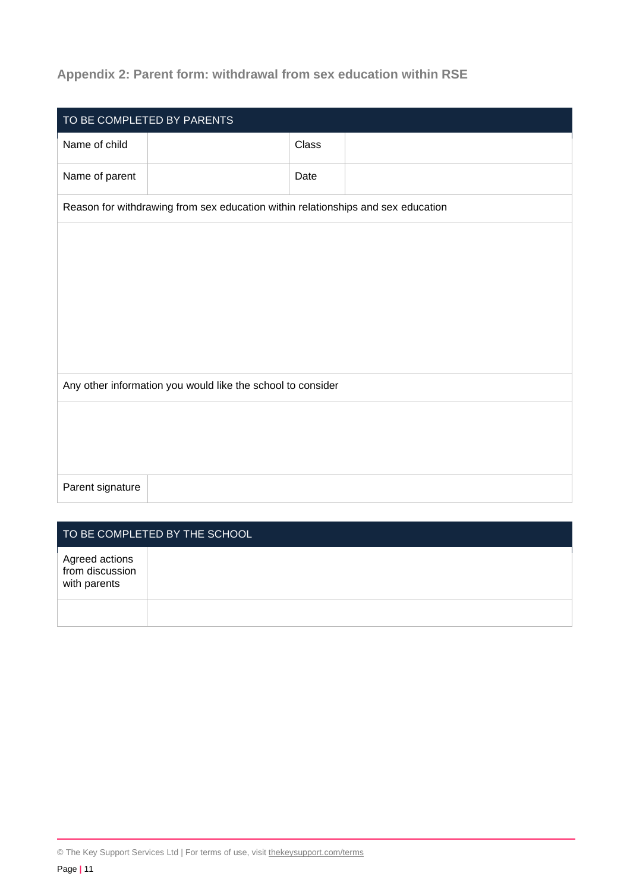## Appendix 2: Parent form: withdrawal from sex education within RSE

| TO BE COMPLETED BY PARENTS | | | |
|---|---|---|---|
| Name of child | | Class | |
| Name of parent | | Date | |
| Reason for withdrawing from sex education within relationships and sex education | | | |
| | | | |
| Any other information you would like the school to consider | | | |
| | | | |
| Parent signature | | | |

| TO BE COMPLETED BY THE SCHOOL | |
|---|---|
| Agreed actions from discussion with parents | |
| | |